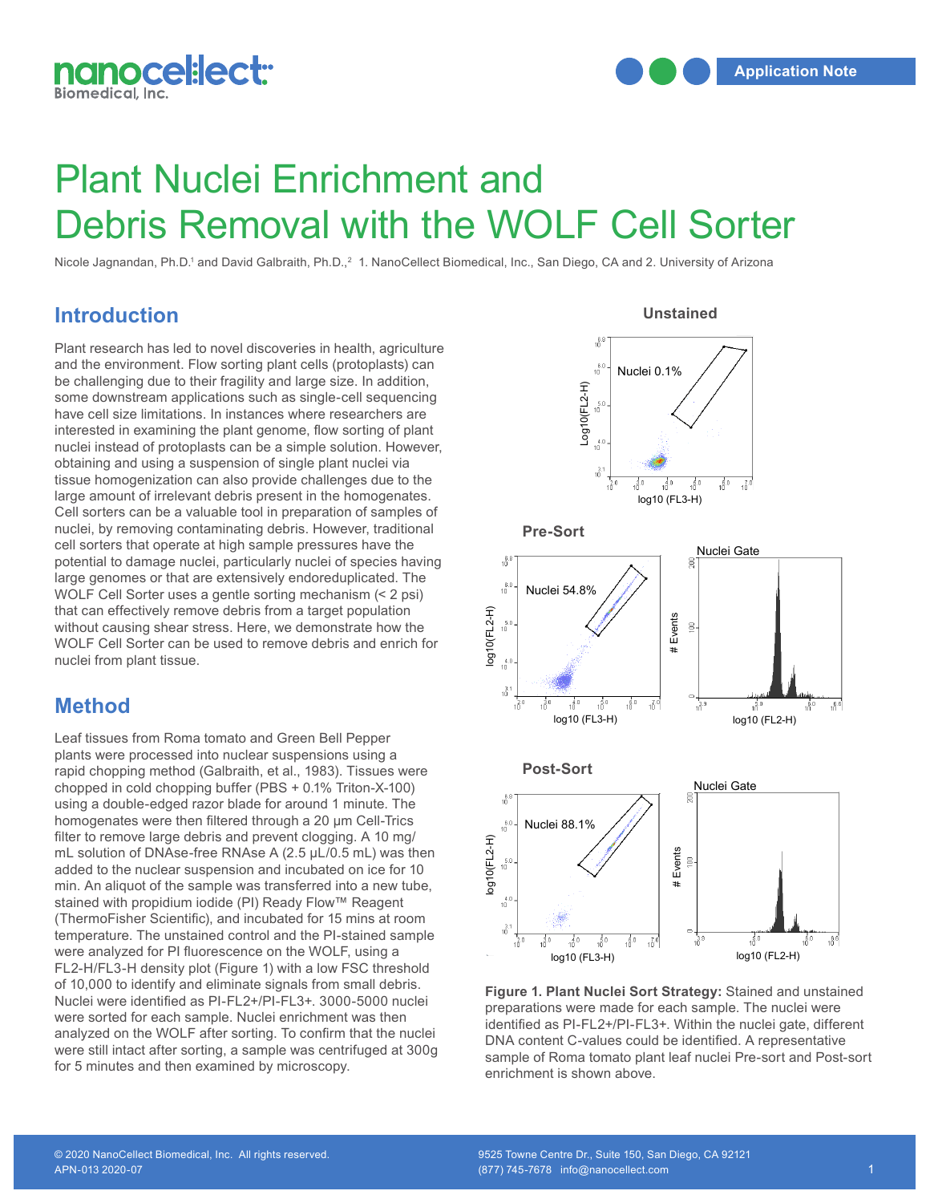# Plant Nuclei Enrichment and Debris Removal with the WOLF Cell Sorter

Nicole Jagnandan, Ph.D.[1] and David Galbraith, Ph.D.,[2] 1. NanoCellect Biomedical, Inc., San Diego, CA and 2. University of Arizona

## Introduction

Plant research has led to novel discoveries in health, agriculture and the environment. Flow sorting plant cells (protoplasts) can be challenging due to their fragility and large size. In addition, some downstream applications such as single-cell sequencing have cell size limitations. In instances where researchers are interested in examining the plant genome, flow sorting of plant nuclei instead of protoplasts can be a simple solution. However, obtaining and using a suspension of single plant nuclei via tissue homogenization can also provide challenges due to the large amount of irrelevant debris present in the homogenates. Cell sorters can be a valuable tool in preparation of samples of nuclei, by removing contaminating debris. However, traditional cell sorters that operate at high sample pressures have the potential to damage nuclei, particularly nuclei of species having large genomes or that are extensively endoreduplicated. The WOLF Cell Sorter uses a gentle sorting mechanism (< 2 psi) that can effectively remove debris from a target population without causing shear stress. Here, we demonstrate how the WOLF Cell Sorter can be used to remove debris and enrich for nuclei from plant tissue.

## Method

Leaf tissues from Roma tomato and Green Bell Pepper plants were processed into nuclear suspensions using a rapid chopping method (Galbraith, et al., 1983). Tissues were chopped in cold chopping buffer (PBS + 0.1% Triton-X-100) using a double-edged razor blade for around 1 minute. The homogenates were then filtered through a 20 µm Cell-Trics filter to remove large debris and prevent clogging. A 10 mg/mL solution of DNAse-free RNAse A (2.5 µL/0.5 mL) was then added to the nuclear suspension and incubated on ice for 10 min. An aliquot of the sample was transferred into a new tube, stained with propidium iodide (PI) Ready Flow™ Reagent (ThermoFisher Scientific), and incubated for 15 mins at room temperature. The unstained control and the PI-stained sample were analyzed for PI fluorescence on the WOLF, using a FL2-H/FL3-H density plot (Figure 1) with a low FSC threshold of 10,000 to identify and eliminate signals from small debris. Nuclei were identified as PI-FL2+/PI-FL3+. 3000-5000 nuclei were sorted for each sample. Nuclei enrichment was then analyzed on the WOLF after sorting. To confirm that the nuclei were still intact after sorting, a sample was centrifuged at 300g for 5 minutes and then examined by microscopy.

**Figure 1. Plant Nuclei Sort Strategy:** Stained and unstained preparations were made for each sample. The nuclei were identified as PI-FL2+/PI-FL3+. Within the nuclei gate, different DNA content C-values could be identified. A representative sample of Roma tomato plant leaf nuclei Pre-sort and Post-sort enrichment is shown above.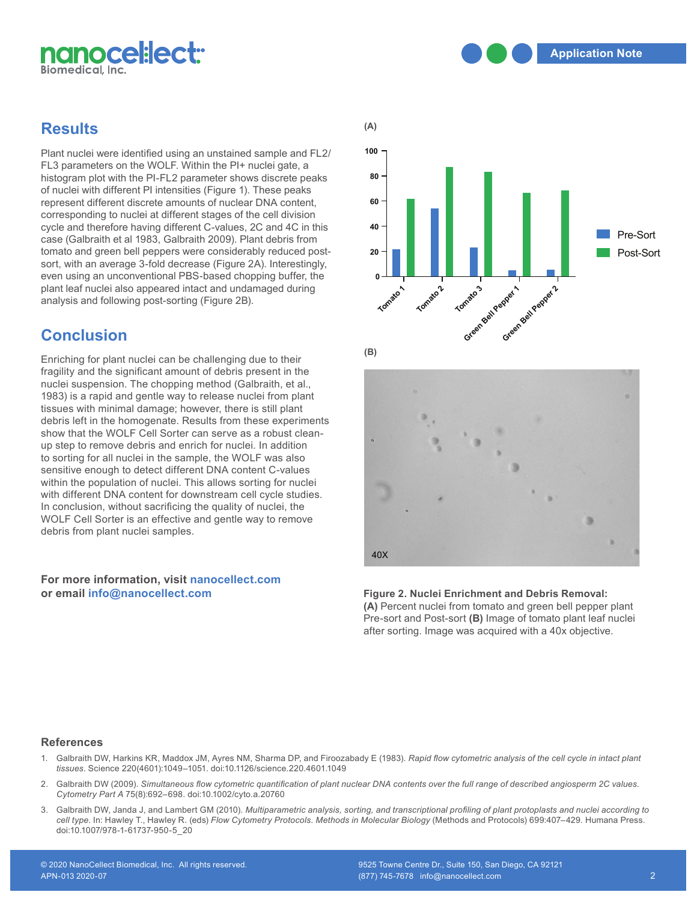## Results

Plant nuclei were identified using an unstained sample and FL2/FL3 parameters on the WOLF. Within the PI+ nuclei gate, a histogram plot with the PI-FL2 parameter shows discrete peaks of nuclei with different PI intensities (Figure 1). These peaks represent different discrete amounts of nuclear DNA content, corresponding to nuclei at different stages of the cell division cycle and therefore having different C-values, 2C and 4C in this case (Galbraith et al 1983, Galbraith 2009). Plant debris from tomato and green bell peppers were considerably reduced post-sort, with an average 3-fold decrease (Figure 2A). Interestingly, even using an unconventional PBS-based chopping buffer, the plant leaf nuclei also appeared intact and undamaged during analysis and following post-sorting (Figure 2B).

## Conclusion

Enriching for plant nuclei can be challenging due to their fragility and the significant amount of debris present in the nuclei suspension. The chopping method (Galbraith, et al., 1983) is a rapid and gentle way to release nuclei from plant tissues with minimal damage; however, there is still plant debris left in the homogenate. Results from these experiments show that the WOLF Cell Sorter can serve as a robust clean-up step to remove debris and enrich for nuclei. In addition to sorting for all nuclei in the sample, the WOLF was also sensitive enough to detect different DNA content C-values within the population of nuclei. This allows sorting for nuclei with different DNA content for downstream cell cycle studies. In conclusion, without sacrificing the quality of nuclei, the WOLF Cell Sorter is an effective and gentle way to remove debris from plant nuclei samples.

**For more information, visit nanocellect.com or email info@nanocellect.com**

(A)

0
20
40
60
80
100

Tomato 1
Tomato 2
Tomato 3
Green Bell Pepper 1
Green Bell Pepper 2

Pre-Sort
Post-Sort

(B)

40X

**Figure 2. Nuclei Enrichment and Debris Removal:** **(A)** Percent nuclei from tomato and green bell pepper plant Pre-sort and Post-sort **(B)** Image of tomato plant leaf nuclei after sorting. Image was acquired with a 40x objective.

### References

1. Galbraith DW, Harkins KR, Maddox JM, Ayres NM, Sharma DP, and Firoozabady E (1983). *Rapid flow cytometric analysis of the cell cycle in intact plant tissues.* Science 220(4601):1049–1051. doi:10.1126/science.220.4601.1049
2. Galbraith DW (2009). *Simultaneous flow cytometric quantification of plant nuclear DNA contents over the full range of described angiosperm 2C values. Cytometry Part A* 75(8):692–698. doi:10.1002/cyto.a.20760
3. Galbraith DW, Janda J, and Lambert GM (2010). *Multiparametric analysis, sorting, and transcriptional profiling of plant protoplasts and nuclei according to cell type.* In: Hawley T., Hawley R. (eds) *Flow Cytometry Protocols. Methods in Molecular Biology* (Methods and Protocols) 699:407–429. Humana Press. doi:10.1007/978-1-61737-950-5_20

© 2020 NanoCellect Biomedical, Inc. All rights reserved.
APN-013 2020-07

9525 Towne Centre Dr., Suite 150, San Diego, CA 92121
(877) 745-7678 info@nanocellect.com